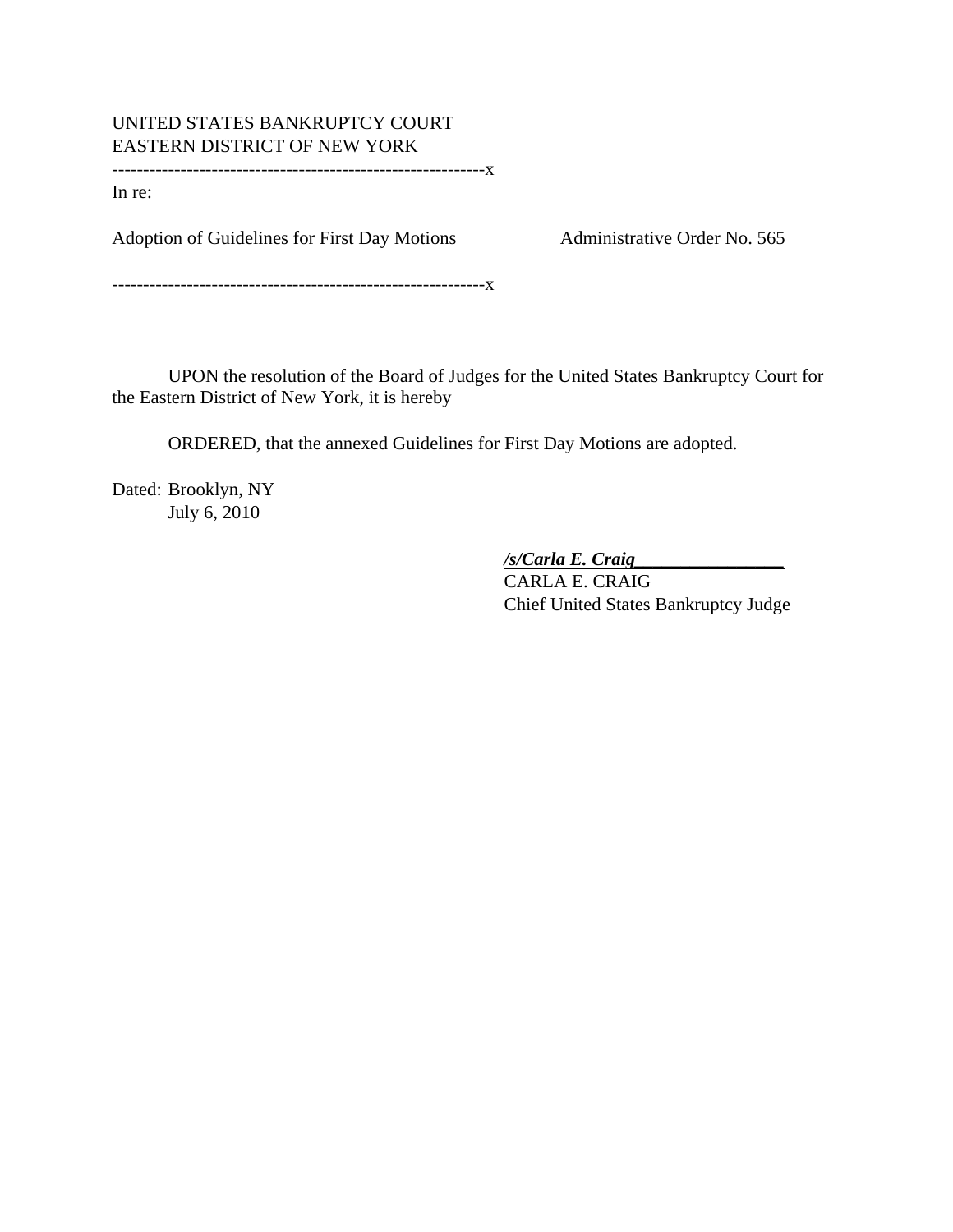UNITED STATES BANKRUPTCY COURT
EASTERN DISTRICT OF NEW YORK

------------------------------------------------------------x

In re:

Adoption of Guidelines for First Day Motions Administrative Order No. 565

------------------------------------------------------------x

UPON the resolution of the Board of Judges for the United States Bankruptcy Court for the Eastern District of New York, it is hereby

ORDERED, that the annexed Guidelines for First Day Motions are adopted.

Dated: Brooklyn, NY
July 6, 2010

***/s/Carla E. Craig***
CARLA E. CRAIG
Chief United States Bankruptcy Judge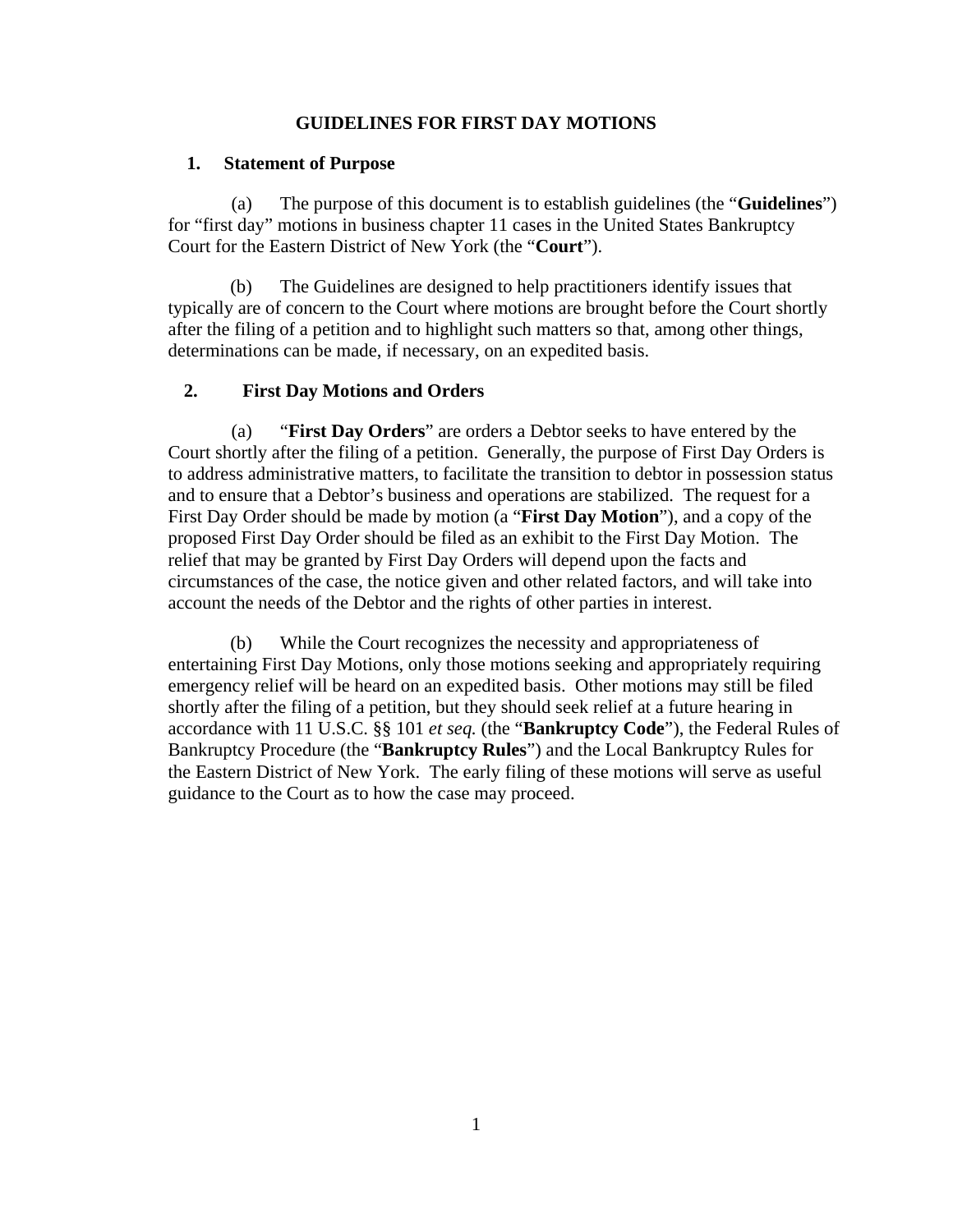# GUIDELINES FOR FIRST DAY MOTIONS

## 1. Statement of Purpose

(a) The purpose of this document is to establish guidelines (the "**Guidelines**") for "first day" motions in business chapter 11 cases in the United States Bankruptcy Court for the Eastern District of New York (the "**Court**").

(b) The Guidelines are designed to help practitioners identify issues that typically are of concern to the Court where motions are brought before the Court shortly after the filing of a petition and to highlight such matters so that, among other things, determinations can be made, if necessary, on an expedited basis.

## 2. First Day Motions and Orders

(a) "**First Day Orders**" are orders a Debtor seeks to have entered by the Court shortly after the filing of a petition. Generally, the purpose of First Day Orders is to address administrative matters, to facilitate the transition to debtor in possession status and to ensure that a Debtor's business and operations are stabilized. The request for a First Day Order should be made by motion (a "**First Day Motion**"), and a copy of the proposed First Day Order should be filed as an exhibit to the First Day Motion. The relief that may be granted by First Day Orders will depend upon the facts and circumstances of the case, the notice given and other related factors, and will take into account the needs of the Debtor and the rights of other parties in interest.

(b) While the Court recognizes the necessity and appropriateness of entertaining First Day Motions, only those motions seeking and appropriately requiring emergency relief will be heard on an expedited basis. Other motions may still be filed shortly after the filing of a petition, but they should seek relief at a future hearing in accordance with 11 U.S.C. §§ 101 *et seq.* (the "**Bankruptcy Code**"), the Federal Rules of Bankruptcy Procedure (the "**Bankruptcy Rules**") and the Local Bankruptcy Rules for the Eastern District of New York. The early filing of these motions will serve as useful guidance to the Court as to how the case may proceed.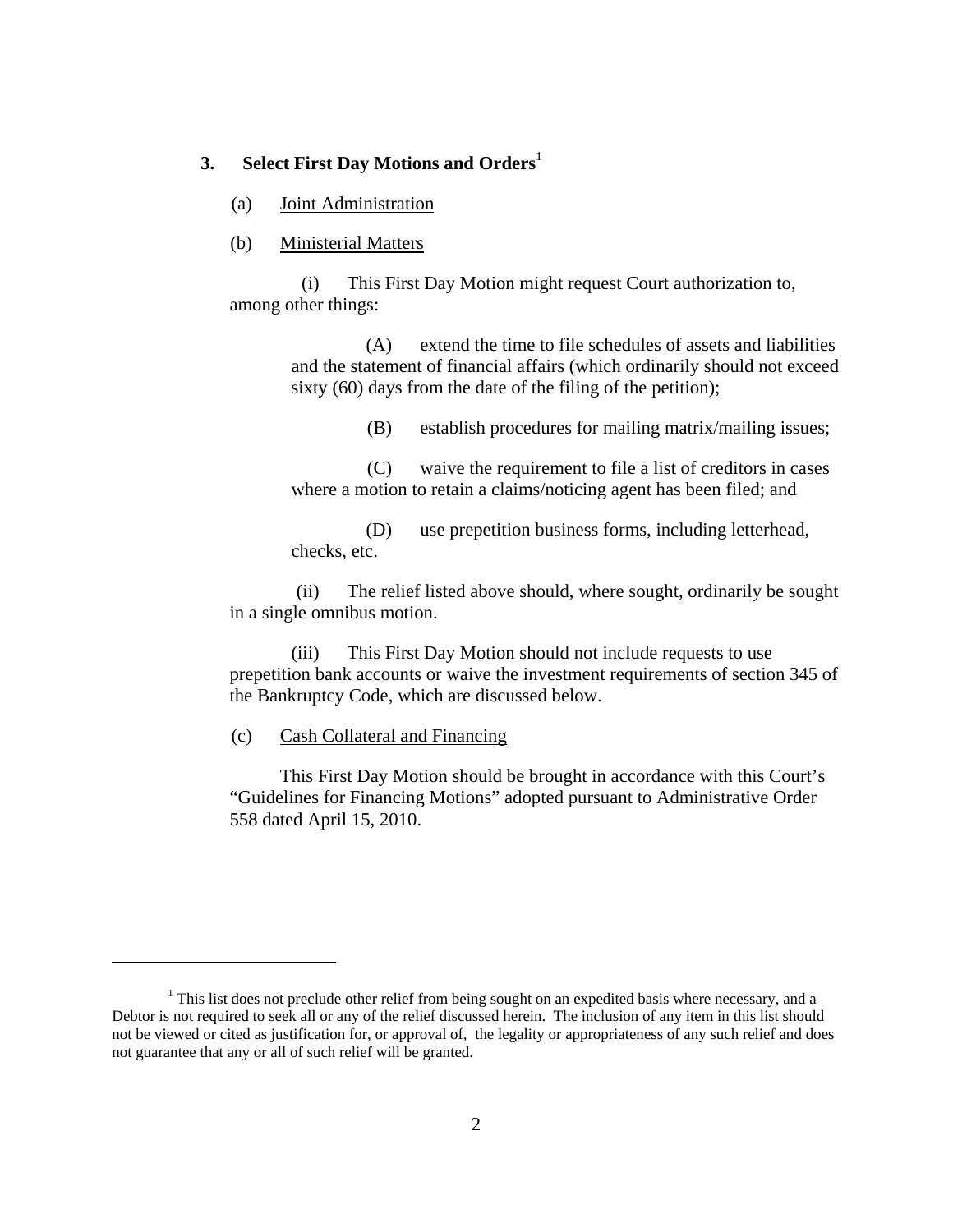### 3. Select First Day Motions and Orders[1]

(a) Joint Administration

(b) Ministerial Matters

(i) This First Day Motion might request Court authorization to, among other things:

(A) extend the time to file schedules of assets and liabilities and the statement of financial affairs (which ordinarily should not exceed sixty (60) days from the date of the filing of the petition);

(B) establish procedures for mailing matrix/mailing issues;

(C) waive the requirement to file a list of creditors in cases where a motion to retain a claims/noticing agent has been filed; and

(D) use prepetition business forms, including letterhead, checks, etc.

(ii) The relief listed above should, where sought, ordinarily be sought in a single omnibus motion.

(iii) This First Day Motion should not include requests to use prepetition bank accounts or waive the investment requirements of section 345 of the Bankruptcy Code, which are discussed below.

(c) Cash Collateral and Financing

This First Day Motion should be brought in accordance with this Court's "Guidelines for Financing Motions" adopted pursuant to Administrative Order 558 dated April 15, 2010.

---

[1] This list does not preclude other relief from being sought on an expedited basis where necessary, and a Debtor is not required to seek all or any of the relief discussed herein. The inclusion of any item in this list should not be viewed or cited as justification for, or approval of, the legality or appropriateness of any such relief and does not guarantee that any or all of such relief will be granted.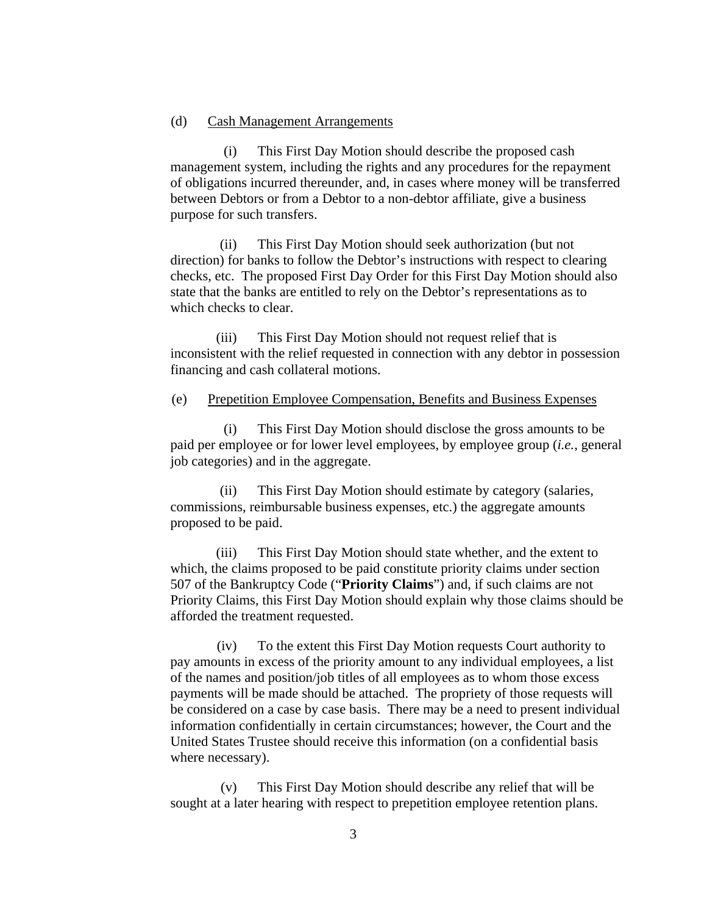(d) Cash Management Arrangements

(i) This First Day Motion should describe the proposed cash management system, including the rights and any procedures for the repayment of obligations incurred thereunder, and, in cases where money will be transferred between Debtors or from a Debtor to a non-debtor affiliate, give a business purpose for such transfers.

(ii) This First Day Motion should seek authorization (but not direction) for banks to follow the Debtor's instructions with respect to clearing checks, etc. The proposed First Day Order for this First Day Motion should also state that the banks are entitled to rely on the Debtor's representations as to which checks to clear.

(iii) This First Day Motion should not request relief that is inconsistent with the relief requested in connection with any debtor in possession financing and cash collateral motions.

(e) Prepetition Employee Compensation, Benefits and Business Expenses

(i) This First Day Motion should disclose the gross amounts to be paid per employee or for lower level employees, by employee group (*i.e.*, general job categories) and in the aggregate.

(ii) This First Day Motion should estimate by category (salaries, commissions, reimbursable business expenses, etc.) the aggregate amounts proposed to be paid.

(iii) This First Day Motion should state whether, and the extent to which, the claims proposed to be paid constitute priority claims under section 507 of the Bankruptcy Code ("**Priority Claims**") and, if such claims are not Priority Claims, this First Day Motion should explain why those claims should be afforded the treatment requested.

(iv) To the extent this First Day Motion requests Court authority to pay amounts in excess of the priority amount to any individual employees, a list of the names and position/job titles of all employees as to whom those excess payments will be made should be attached. The propriety of those requests will be considered on a case by case basis. There may be a need to present individual information confidentially in certain circumstances; however, the Court and the United States Trustee should receive this information (on a confidential basis where necessary).

(v) This First Day Motion should describe any relief that will be sought at a later hearing with respect to prepetition employee retention plans.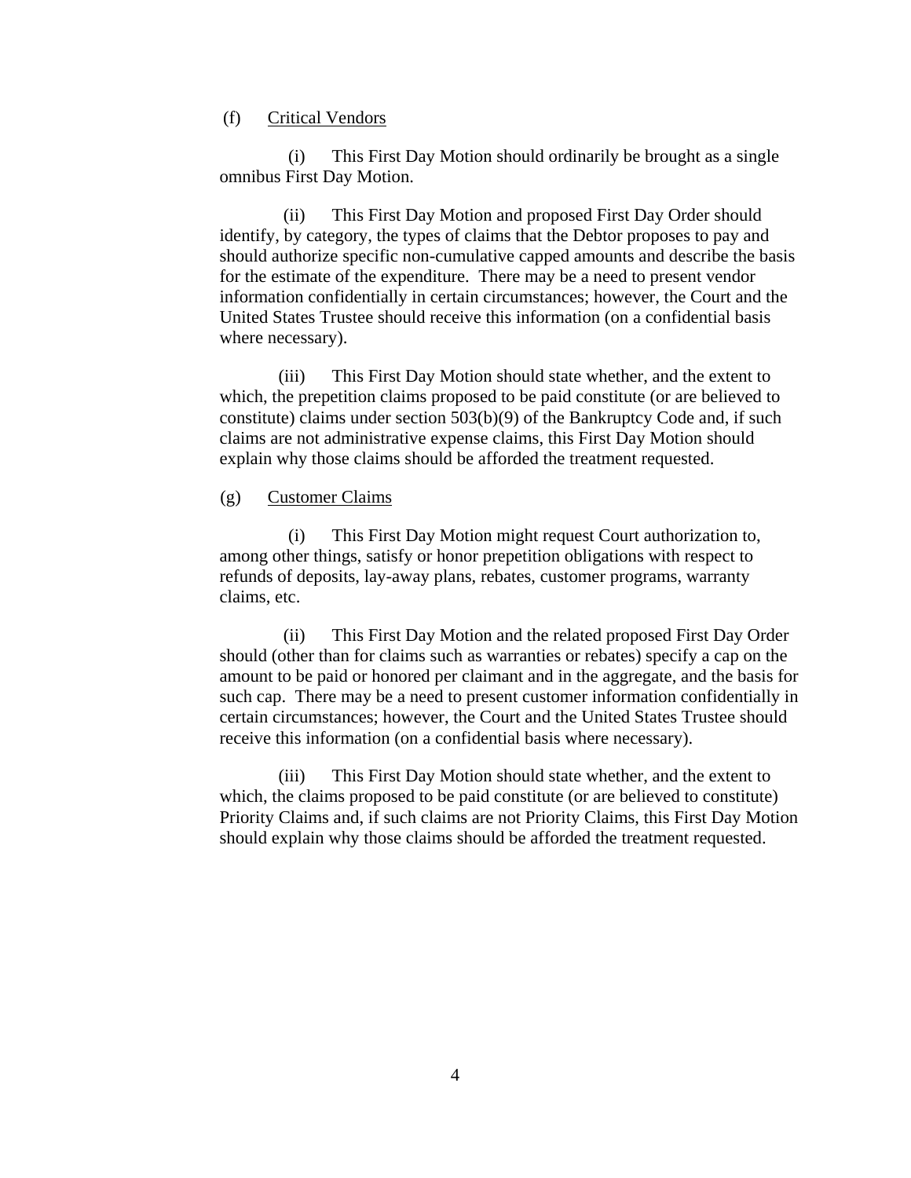(f) <u>Critical Vendors</u>

(i) This First Day Motion should ordinarily be brought as a single omnibus First Day Motion.

(ii) This First Day Motion and proposed First Day Order should identify, by category, the types of claims that the Debtor proposes to pay and should authorize specific non-cumulative capped amounts and describe the basis for the estimate of the expenditure. There may be a need to present vendor information confidentially in certain circumstances; however, the Court and the United States Trustee should receive this information (on a confidential basis where necessary).

(iii) This First Day Motion should state whether, and the extent to which, the prepetition claims proposed to be paid constitute (or are believed to constitute) claims under section 503(b)(9) of the Bankruptcy Code and, if such claims are not administrative expense claims, this First Day Motion should explain why those claims should be afforded the treatment requested.

(g) <u>Customer Claims</u>

(i) This First Day Motion might request Court authorization to, among other things, satisfy or honor prepetition obligations with respect to refunds of deposits, lay-away plans, rebates, customer programs, warranty claims, etc.

(ii) This First Day Motion and the related proposed First Day Order should (other than for claims such as warranties or rebates) specify a cap on the amount to be paid or honored per claimant and in the aggregate, and the basis for such cap. There may be a need to present customer information confidentially in certain circumstances; however, the Court and the United States Trustee should receive this information (on a confidential basis where necessary).

(iii) This First Day Motion should state whether, and the extent to which, the claims proposed to be paid constitute (or are believed to constitute) Priority Claims and, if such claims are not Priority Claims, this First Day Motion should explain why those claims should be afforded the treatment requested.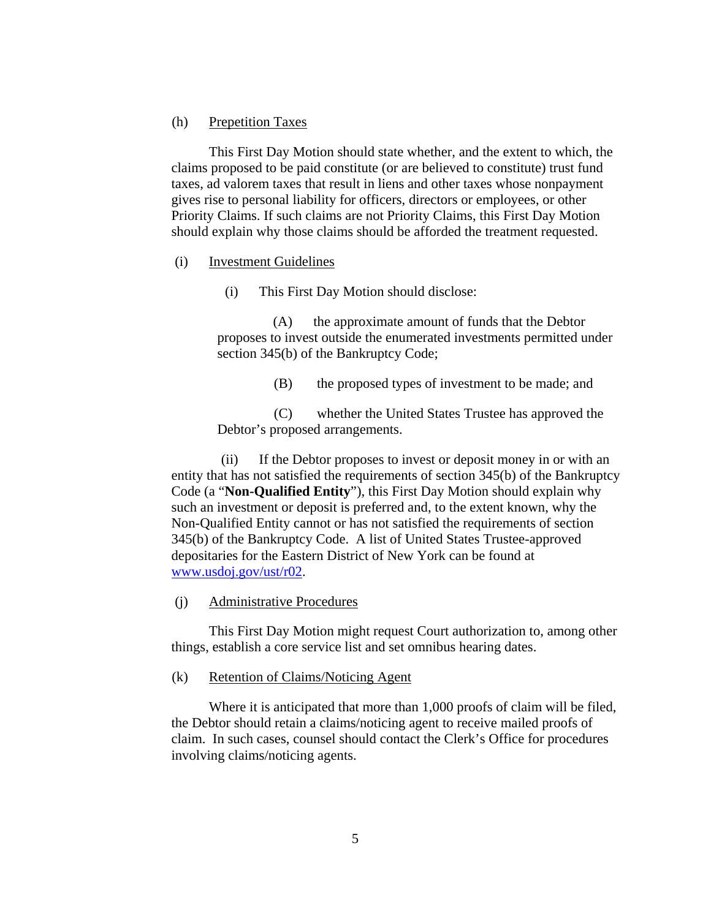(h) Prepetition Taxes

This First Day Motion should state whether, and the extent to which, the claims proposed to be paid constitute (or are believed to constitute) trust fund taxes, ad valorem taxes that result in liens and other taxes whose nonpayment gives rise to personal liability for officers, directors or employees, or other Priority Claims. If such claims are not Priority Claims, this First Day Motion should explain why those claims should be afforded the treatment requested.

(i) Investment Guidelines

(i) This First Day Motion should disclose:

(A) the approximate amount of funds that the Debtor proposes to invest outside the enumerated investments permitted under section 345(b) of the Bankruptcy Code;

(B) the proposed types of investment to be made; and

(C) whether the United States Trustee has approved the Debtor's proposed arrangements.

(ii) If the Debtor proposes to invest or deposit money in or with an entity that has not satisfied the requirements of section 345(b) of the Bankruptcy Code (a "**Non-Qualified Entity**"), this First Day Motion should explain why such an investment or deposit is preferred and, to the extent known, why the Non-Qualified Entity cannot or has not satisfied the requirements of section 345(b) of the Bankruptcy Code. A list of United States Trustee-approved depositaries for the Eastern District of New York can be found at [www.usdoj.gov/ust/r02](http://www.usdoj.gov/ust/r02).

(j) Administrative Procedures

This First Day Motion might request Court authorization to, among other things, establish a core service list and set omnibus hearing dates.

(k) Retention of Claims/Noticing Agent

Where it is anticipated that more than 1,000 proofs of claim will be filed, the Debtor should retain a claims/noticing agent to receive mailed proofs of claim. In such cases, counsel should contact the Clerk's Office for procedures involving claims/noticing agents.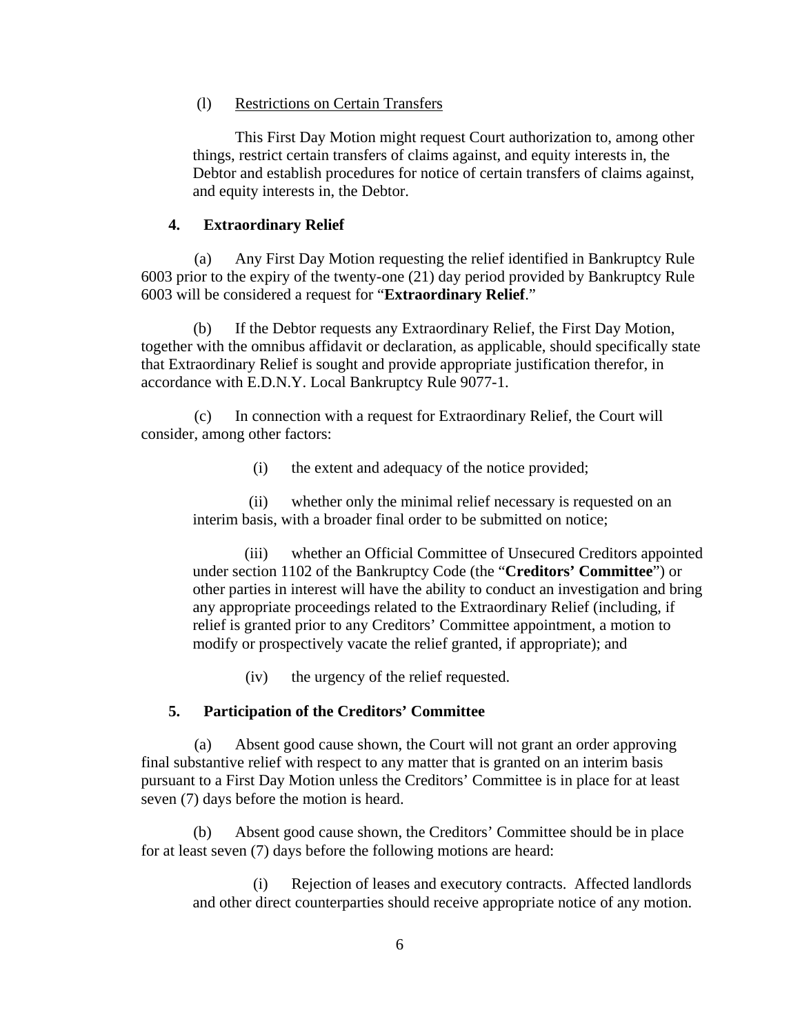(l) Restrictions on Certain Transfers

This First Day Motion might request Court authorization to, among other things, restrict certain transfers of claims against, and equity interests in, the Debtor and establish procedures for notice of certain transfers of claims against, and equity interests in, the Debtor.

## 4. Extraordinary Relief

(a) Any First Day Motion requesting the relief identified in Bankruptcy Rule 6003 prior to the expiry of the twenty-one (21) day period provided by Bankruptcy Rule 6003 will be considered a request for "**Extraordinary Relief**."

(b) If the Debtor requests any Extraordinary Relief, the First Day Motion, together with the omnibus affidavit or declaration, as applicable, should specifically state that Extraordinary Relief is sought and provide appropriate justification therefor, in accordance with E.D.N.Y. Local Bankruptcy Rule 9077-1.

(c) In connection with a request for Extraordinary Relief, the Court will consider, among other factors:

(i) the extent and adequacy of the notice provided;

(ii) whether only the minimal relief necessary is requested on an interim basis, with a broader final order to be submitted on notice;

(iii) whether an Official Committee of Unsecured Creditors appointed under section 1102 of the Bankruptcy Code (the "**Creditors' Committee**") or other parties in interest will have the ability to conduct an investigation and bring any appropriate proceedings related to the Extraordinary Relief (including, if relief is granted prior to any Creditors' Committee appointment, a motion to modify or prospectively vacate the relief granted, if appropriate); and

(iv) the urgency of the relief requested.

## 5. Participation of the Creditors' Committee

(a) Absent good cause shown, the Court will not grant an order approving final substantive relief with respect to any matter that is granted on an interim basis pursuant to a First Day Motion unless the Creditors' Committee is in place for at least seven (7) days before the motion is heard.

(b) Absent good cause shown, the Creditors' Committee should be in place for at least seven (7) days before the following motions are heard:

(i) Rejection of leases and executory contracts. Affected landlords and other direct counterparties should receive appropriate notice of any motion.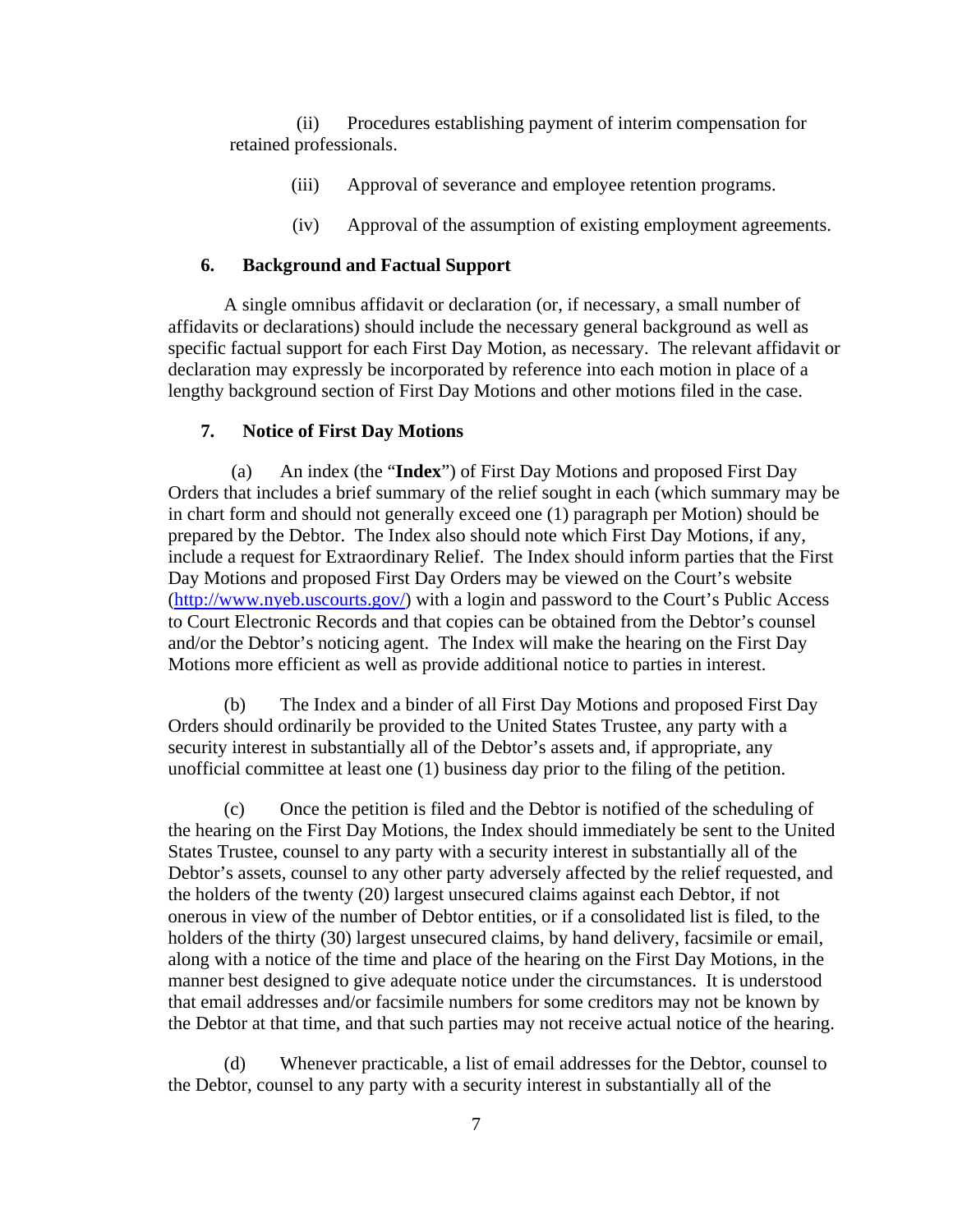(ii) Procedures establishing payment of interim compensation for retained professionals.

(iii) Approval of severance and employee retention programs.

(iv) Approval of the assumption of existing employment agreements.

### 6. Background and Factual Support

A single omnibus affidavit or declaration (or, if necessary, a small number of affidavits or declarations) should include the necessary general background as well as specific factual support for each First Day Motion, as necessary. The relevant affidavit or declaration may expressly be incorporated by reference into each motion in place of a lengthy background section of First Day Motions and other motions filed in the case.

### 7. Notice of First Day Motions

(a) An index (the "**Index**") of First Day Motions and proposed First Day Orders that includes a brief summary of the relief sought in each (which summary may be in chart form and should not generally exceed one (1) paragraph per Motion) should be prepared by the Debtor. The Index also should note which First Day Motions, if any, include a request for Extraordinary Relief. The Index should inform parties that the First Day Motions and proposed First Day Orders may be viewed on the Court's website (http://www.nyeb.uscourts.gov/) with a login and password to the Court's Public Access to Court Electronic Records and that copies can be obtained from the Debtor's counsel and/or the Debtor's noticing agent. The Index will make the hearing on the First Day Motions more efficient as well as provide additional notice to parties in interest.

(b) The Index and a binder of all First Day Motions and proposed First Day Orders should ordinarily be provided to the United States Trustee, any party with a security interest in substantially all of the Debtor's assets and, if appropriate, any unofficial committee at least one (1) business day prior to the filing of the petition.

(c) Once the petition is filed and the Debtor is notified of the scheduling of the hearing on the First Day Motions, the Index should immediately be sent to the United States Trustee, counsel to any party with a security interest in substantially all of the Debtor's assets, counsel to any other party adversely affected by the relief requested, and the holders of the twenty (20) largest unsecured claims against each Debtor, if not onerous in view of the number of Debtor entities, or if a consolidated list is filed, to the holders of the thirty (30) largest unsecured claims, by hand delivery, facsimile or email, along with a notice of the time and place of the hearing on the First Day Motions, in the manner best designed to give adequate notice under the circumstances. It is understood that email addresses and/or facsimile numbers for some creditors may not be known by the Debtor at that time, and that such parties may not receive actual notice of the hearing.

(d) Whenever practicable, a list of email addresses for the Debtor, counsel to the Debtor, counsel to any party with a security interest in substantially all of the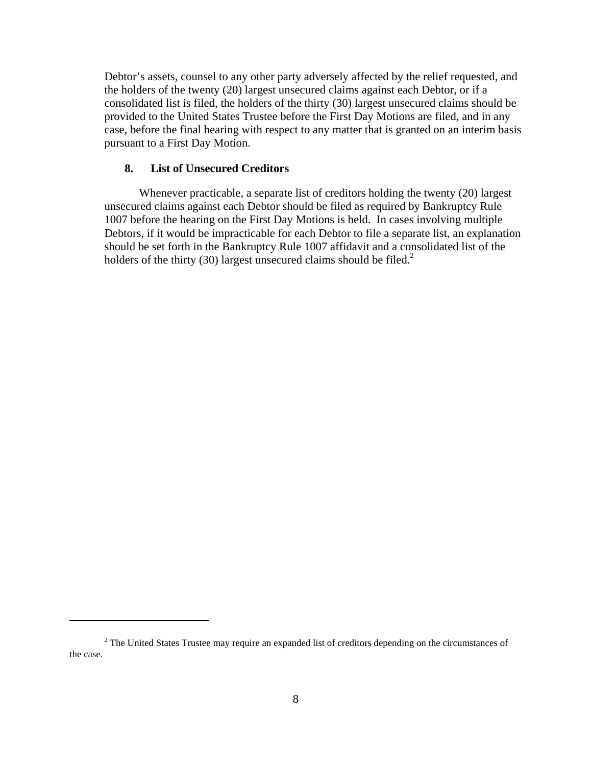Debtor's assets, counsel to any other party adversely affected by the relief requested, and the holders of the twenty (20) largest unsecured claims against each Debtor, or if a consolidated list is filed, the holders of the thirty (30) largest unsecured claims should be provided to the United States Trustee before the First Day Motions are filed, and in any case, before the final hearing with respect to any matter that is granted on an interim basis pursuant to a First Day Motion.

### 8. List of Unsecured Creditors

Whenever practicable, a separate list of creditors holding the twenty (20) largest unsecured claims against each Debtor should be filed as required by Bankruptcy Rule 1007 before the hearing on the First Day Motions is held. In cases involving multiple Debtors, if it would be impracticable for each Debtor to file a separate list, an explanation should be set forth in the Bankruptcy Rule 1007 affidavit and a consolidated list of the holders of the thirty (30) largest unsecured claims should be filed.[2]

[2] The United States Trustee may require an expanded list of creditors depending on the circumstances of the case.